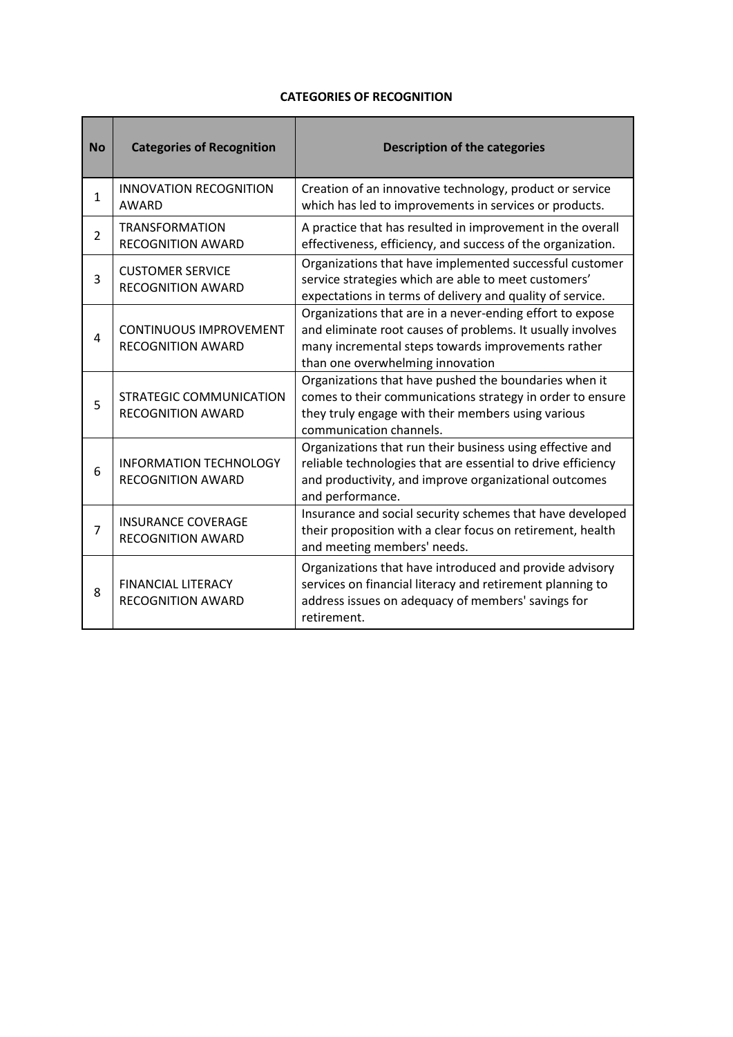**CATEGORIES OF RECOGNITION**

| No | Categories of Recognition | Description of the categories |
|---|---|---|
| 1 | INNOVATION RECOGNITION AWARD | Creation of an innovative technology, product or service which has led to improvements in services or products. |
| 2 | TRANSFORMATION RECOGNITION AWARD | A practice that has resulted in improvement in the overall effectiveness, efficiency, and success of the organization. |
| 3 | CUSTOMER SERVICE RECOGNITION AWARD | Organizations that have implemented successful customer service strategies which are able to meet customers' expectations in terms of delivery and quality of service. |
| 4 | CONTINUOUS IMPROVEMENT RECOGNITION AWARD | Organizations that are in a never-ending effort to expose and eliminate root causes of problems. It usually involves many incremental steps towards improvements rather than one overwhelming innovation |
| 5 | STRATEGIC COMMUNICATION RECOGNITION AWARD | Organizations that have pushed the boundaries when it comes to their communications strategy in order to ensure they truly engage with their members using various communication channels. |
| 6 | INFORMATION TECHNOLOGY RECOGNITION AWARD | Organizations that run their business using effective and reliable technologies that are essential to drive efficiency and productivity, and improve organizational outcomes and performance. |
| 7 | INSURANCE COVERAGE RECOGNITION AWARD | Insurance and social security schemes that have developed their proposition with a clear focus on retirement, health and meeting members' needs. |
| 8 | FINANCIAL LITERACY RECOGNITION AWARD | Organizations that have introduced and provide advisory services on financial literacy and retirement planning to address issues on adequacy of members' savings for retirement. |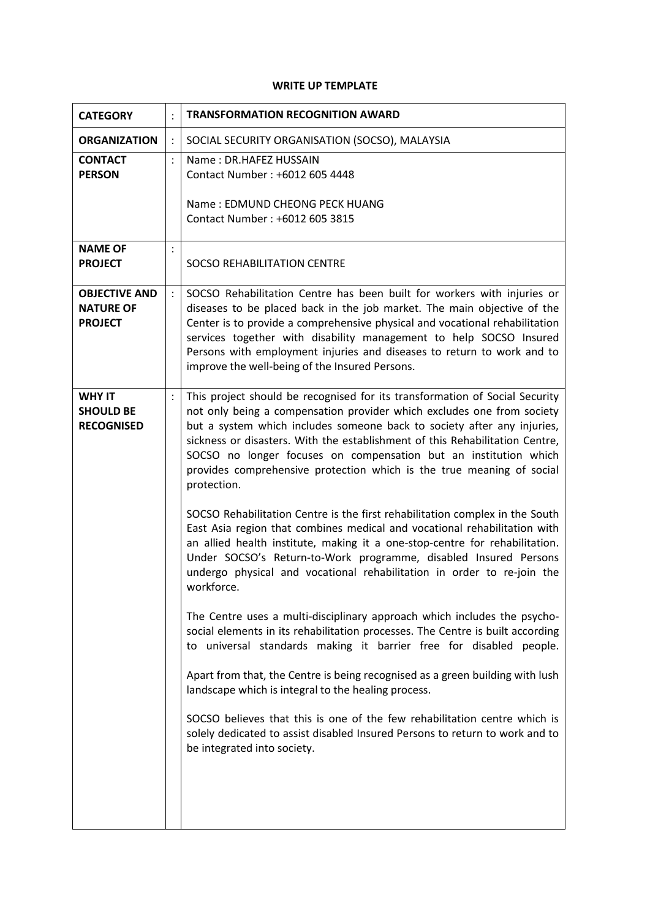**WRITE UP TEMPLATE**

| **CATEGORY** | : | **TRANSFORMATION RECOGNITION AWARD** |
|---|---|---|
| **ORGANIZATION** | : | SOCIAL SECURITY ORGANISATION (SOCSO), MALAYSIA |
| **CONTACT PERSON** | : | Name : DR.HAFEZ HUSSAIN<br>Contact Number : +6012 605 4448<br><br>Name : EDMUND CHEONG PECK HUANG<br>Contact Number : +6012 605 3815 |
| **NAME OF PROJECT** | : | SOCSO REHABILITATION CENTRE |
| **OBJECTIVE AND NATURE OF PROJECT** | : | SOCSO Rehabilitation Centre has been built for workers with injuries or diseases to be placed back in the job market. The main objective of the Center is to provide a comprehensive physical and vocational rehabilitation services together with disability management to help SOCSO Insured Persons with employment injuries and diseases to return to work and to improve the well-being of the Insured Persons. |
| **WHY IT SHOULD BE RECOGNISED** | : | This project should be recognised for its transformation of Social Security not only being a compensation provider which excludes one from society but a system which includes someone back to society after any injuries, sickness or disasters. With the establishment of this Rehabilitation Centre, SOCSO no longer focuses on compensation but an institution which provides comprehensive protection which is the true meaning of social protection.<br><br>SOCSO Rehabilitation Centre is the first rehabilitation complex in the South East Asia region that combines medical and vocational rehabilitation with an allied health institute, making it a one-stop-centre for rehabilitation. Under SOCSO's Return-to-Work programme, disabled Insured Persons undergo physical and vocational rehabilitation in order to re-join the workforce.<br><br>The Centre uses a multi-disciplinary approach which includes the psycho-social elements in its rehabilitation processes. The Centre is built according to universal standards making it barrier free for disabled people.<br><br>Apart from that, the Centre is being recognised as a green building with lush landscape which is integral to the healing process.<br><br>SOCSO believes that this is one of the few rehabilitation centre which is solely dedicated to assist disabled Insured Persons to return to work and to be integrated into society. |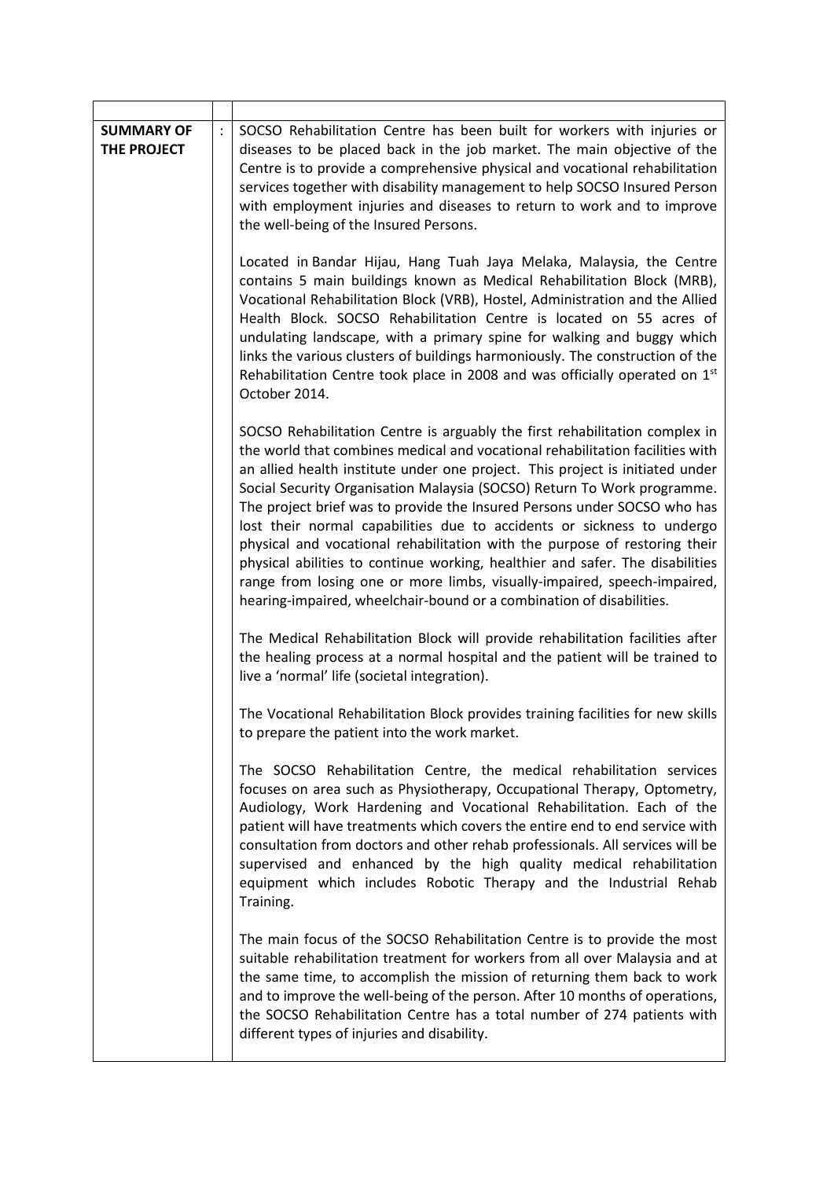| | | |
|---|---|---|
| **SUMMARY OF THE PROJECT** | : | SOCSO Rehabilitation Centre has been built for workers with injuries or diseases to be placed back in the job market. The main objective of the Centre is to provide a comprehensive physical and vocational rehabilitation services together with disability management to help SOCSO Insured Person with employment injuries and diseases to return to work and to improve the well-being of the Insured Persons.<br><br>Located in Bandar Hijau, Hang Tuah Jaya Melaka, Malaysia, the Centre contains 5 main buildings known as Medical Rehabilitation Block (MRB), Vocational Rehabilitation Block (VRB), Hostel, Administration and the Allied Health Block. SOCSO Rehabilitation Centre is located on 55 acres of undulating landscape, with a primary spine for walking and buggy which links the various clusters of buildings harmoniously. The construction of the Rehabilitation Centre took place in 2008 and was officially operated on 1st October 2014.<br><br>SOCSO Rehabilitation Centre is arguably the first rehabilitation complex in the world that combines medical and vocational rehabilitation facilities with an allied health institute under one project. This project is initiated under Social Security Organisation Malaysia (SOCSO) Return To Work programme. The project brief was to provide the Insured Persons under SOCSO who has lost their normal capabilities due to accidents or sickness to undergo physical and vocational rehabilitation with the purpose of restoring their physical abilities to continue working, healthier and safer. The disabilities range from losing one or more limbs, visually-impaired, speech-impaired, hearing-impaired, wheelchair-bound or a combination of disabilities.<br><br>The Medical Rehabilitation Block will provide rehabilitation facilities after the healing process at a normal hospital and the patient will be trained to live a 'normal' life (societal integration).<br><br>The Vocational Rehabilitation Block provides training facilities for new skills to prepare the patient into the work market.<br><br>The SOCSO Rehabilitation Centre, the medical rehabilitation services focuses on area such as Physiotherapy, Occupational Therapy, Optometry, Audiology, Work Hardening and Vocational Rehabilitation. Each of the patient will have treatments which covers the entire end to end service with consultation from doctors and other rehab professionals. All services will be supervised and enhanced by the high quality medical rehabilitation equipment which includes Robotic Therapy and the Industrial Rehab Training.<br><br>The main focus of the SOCSO Rehabilitation Centre is to provide the most suitable rehabilitation treatment for workers from all over Malaysia and at the same time, to accomplish the mission of returning them back to work and to improve the well-being of the person. After 10 months of operations, the SOCSO Rehabilitation Centre has a total number of 274 patients with different types of injuries and disability. |